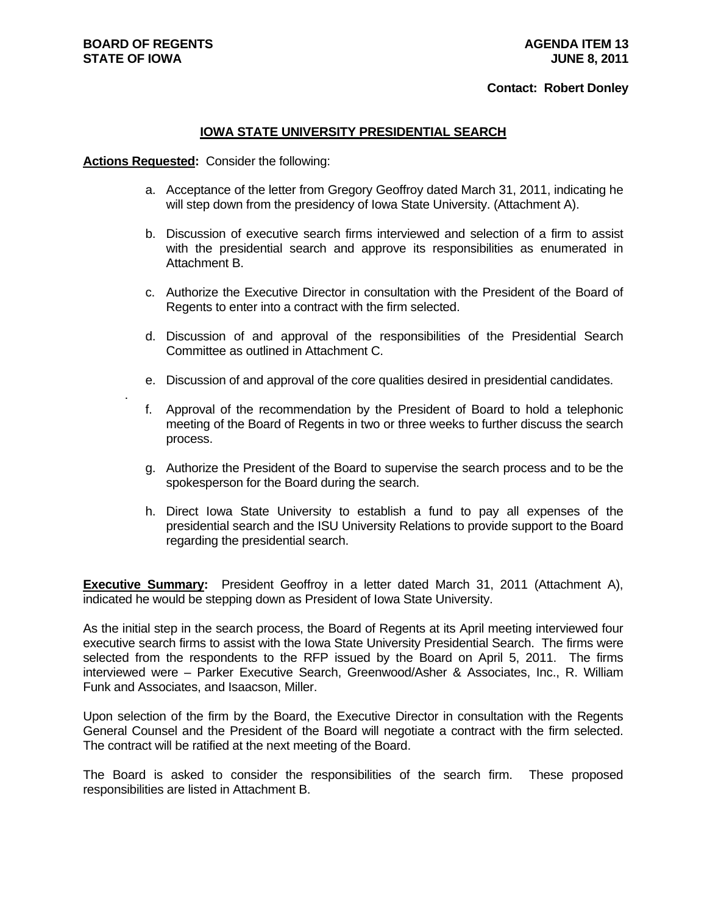**BOARD OF REGENTS**
**STATE OF IOWA**

**AGENDA ITEM 13**
**JUNE 8, 2011**

**Contact: Robert Donley**

## IOWA STATE UNIVERSITY PRESIDENTIAL SEARCH

**Actions Requested:** Consider the following:

a. Acceptance of the letter from Gregory Geoffroy dated March 31, 2011, indicating he will step down from the presidency of Iowa State University. (Attachment A).

b. Discussion of executive search firms interviewed and selection of a firm to assist with the presidential search and approve its responsibilities as enumerated in Attachment B.

c. Authorize the Executive Director in consultation with the President of the Board of Regents to enter into a contract with the firm selected.

d. Discussion of and approval of the responsibilities of the Presidential Search Committee as outlined in Attachment C.

e. Discussion of and approval of the core qualities desired in presidential candidates.

f. Approval of the recommendation by the President of Board to hold a telephonic meeting of the Board of Regents in two or three weeks to further discuss the search process.

g. Authorize the President of the Board to supervise the search process and to be the spokesperson for the Board during the search.

h. Direct Iowa State University to establish a fund to pay all expenses of the presidential search and the ISU University Relations to provide support to the Board regarding the presidential search.

**Executive Summary:** President Geoffroy in a letter dated March 31, 2011 (Attachment A), indicated he would be stepping down as President of Iowa State University.

As the initial step in the search process, the Board of Regents at its April meeting interviewed four executive search firms to assist with the Iowa State University Presidential Search. The firms were selected from the respondents to the RFP issued by the Board on April 5, 2011. The firms interviewed were – Parker Executive Search, Greenwood/Asher & Associates, Inc., R. William Funk and Associates, and Isaacson, Miller.

Upon selection of the firm by the Board, the Executive Director in consultation with the Regents General Counsel and the President of the Board will negotiate a contract with the firm selected. The contract will be ratified at the next meeting of the Board.

The Board is asked to consider the responsibilities of the search firm. These proposed responsibilities are listed in Attachment B.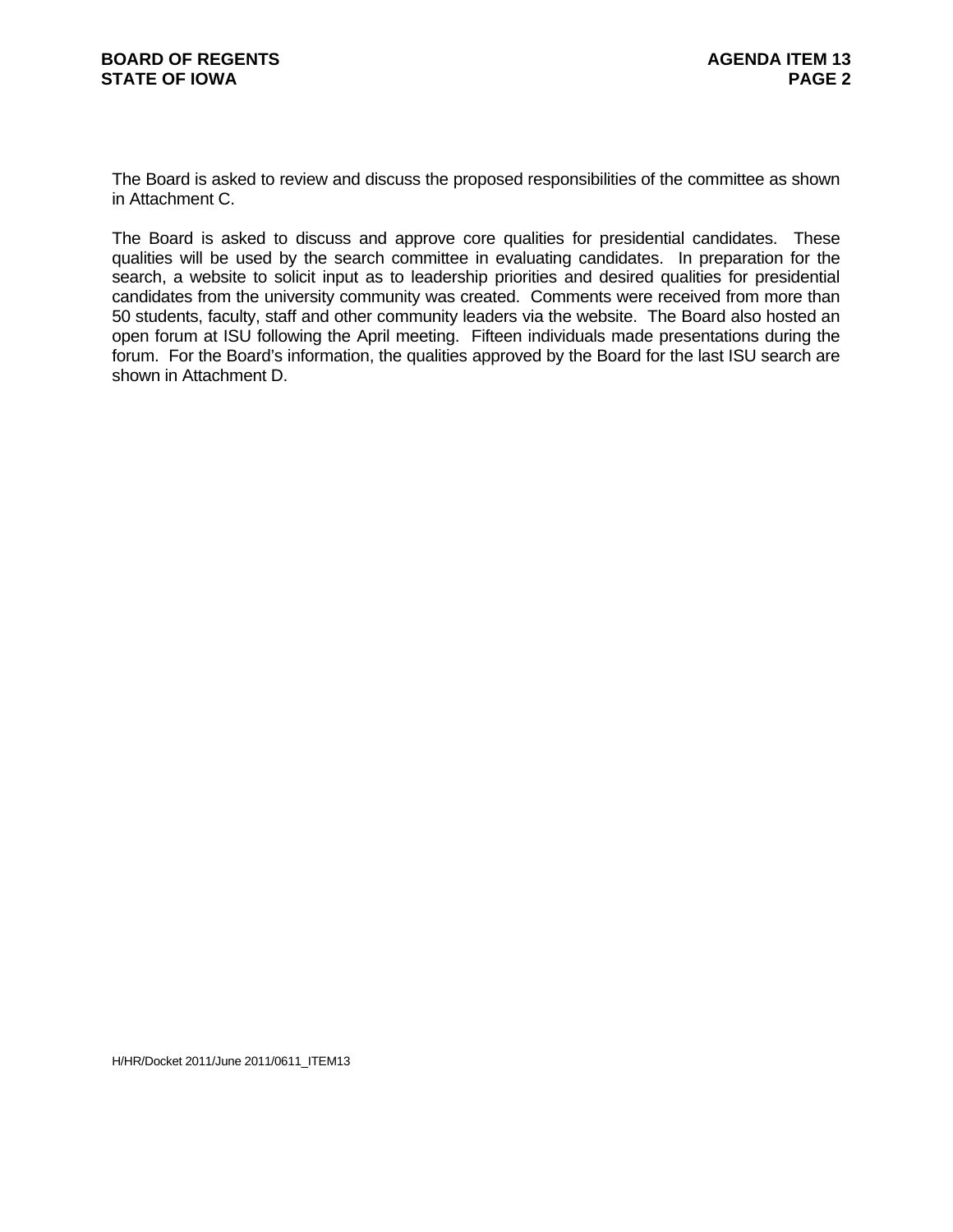The Board is asked to review and discuss the proposed responsibilities of the committee as shown in Attachment C.

The Board is asked to discuss and approve core qualities for presidential candidates. These qualities will be used by the search committee in evaluating candidates. In preparation for the search, a website to solicit input as to leadership priorities and desired qualities for presidential candidates from the university community was created. Comments were received from more than 50 students, faculty, staff and other community leaders via the website. The Board also hosted an open forum at ISU following the April meeting. Fifteen individuals made presentations during the forum. For the Board's information, the qualities approved by the Board for the last ISU search are shown in Attachment D.

H/HR/Docket 2011/June 2011/0611_ITEM13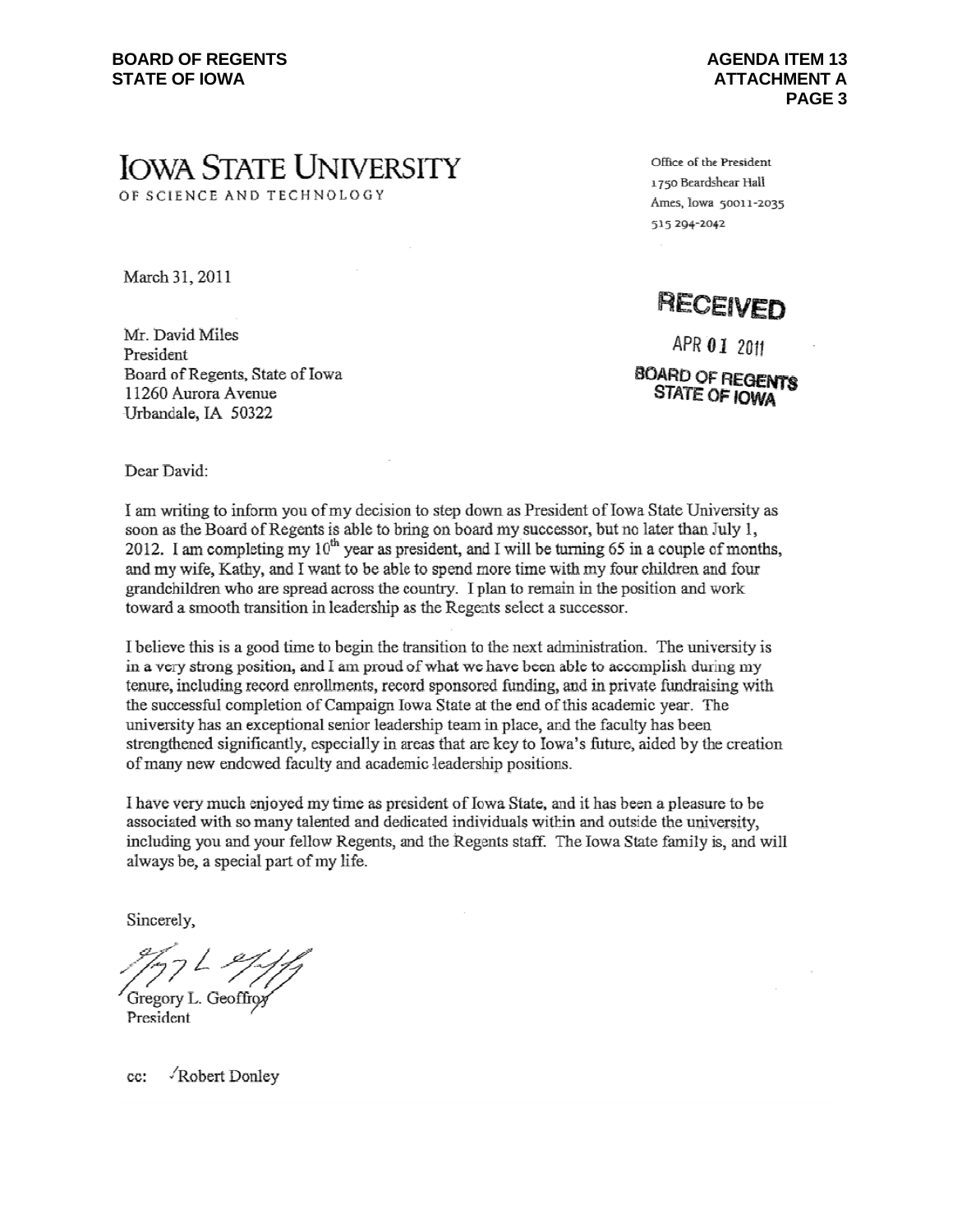# IOWA STATE UNIVERSITY

OF SCIENCE AND TECHNOLOGY

Office of the President
1750 Beardshear Hall
Ames, Iowa 50011-2035
515 294-2042

March 31, 2011

**RECEIVED**

APR 01 2011

**BOARD OF REGENTS STATE OF IOWA**

Mr. David Miles
President
Board of Regents, State of Iowa
11260 Aurora Avenue
Urbandale, IA 50322

Dear David:

I am writing to inform you of my decision to step down as President of Iowa State University as soon as the Board of Regents is able to bring on board my successor, but no later than July 1, 2012. I am completing my 10th year as president, and I will be turning 65 in a couple of months, and my wife, Kathy, and I want to be able to spend more time with my four children and four grandchildren who are spread across the country. I plan to remain in the position and work toward a smooth transition in leadership as the Regents select a successor.

I believe this is a good time to begin the transition to the next administration. The university is in a very strong position, and I am proud of what we have been able to accomplish during my tenure, including record enrollments, record sponsored funding, and in private fundraising with the successful completion of Campaign Iowa State at the end of this academic year. The university has an exceptional senior leadership team in place, and the faculty has been strengthened significantly, especially in areas that are key to Iowa's future, aided by the creation of many new endowed faculty and academic leadership positions.

I have very much enjoyed my time as president of Iowa State, and it has been a pleasure to be associated with so many talented and dedicated individuals within and outside the university, including you and your fellow Regents, and the Regents staff. The Iowa State family is, and will always be, a special part of my life.

Sincerely,

Gregory L. Geoffroy
President

cc: √Robert Donley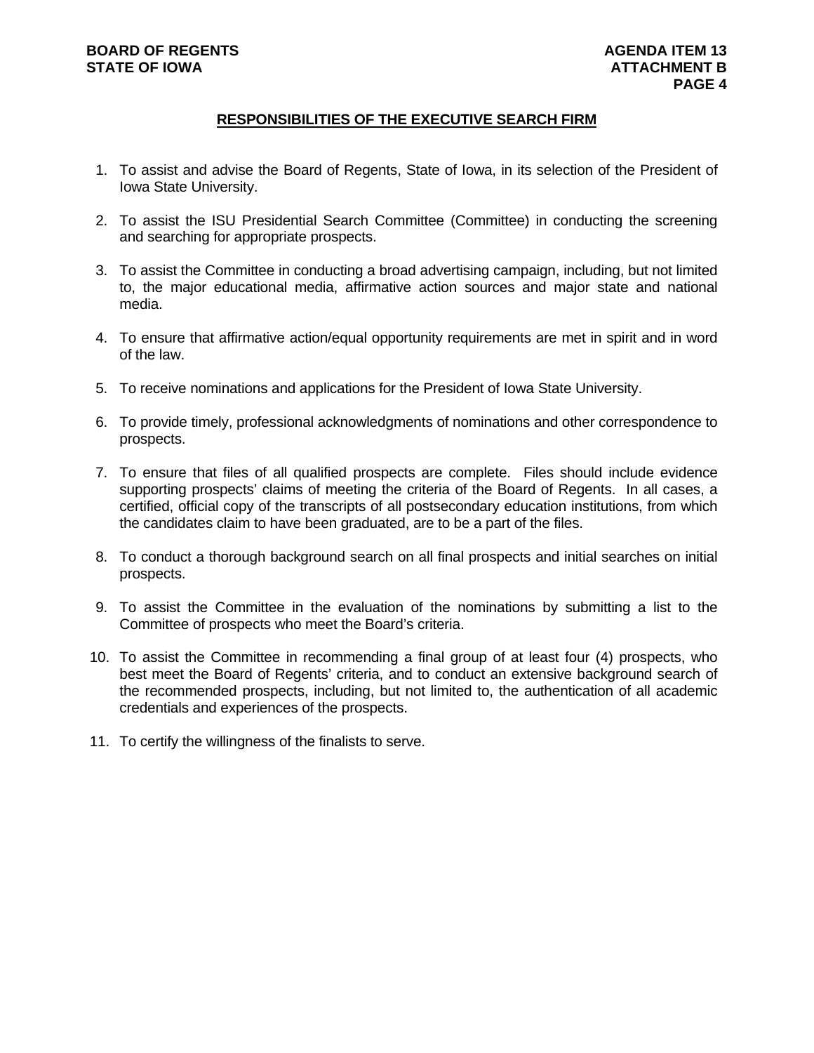## RESPONSIBILITIES OF THE EXECUTIVE SEARCH FIRM

1. To assist and advise the Board of Regents, State of Iowa, in its selection of the President of Iowa State University.

2. To assist the ISU Presidential Search Committee (Committee) in conducting the screening and searching for appropriate prospects.

3. To assist the Committee in conducting a broad advertising campaign, including, but not limited to, the major educational media, affirmative action sources and major state and national media.

4. To ensure that affirmative action/equal opportunity requirements are met in spirit and in word of the law.

5. To receive nominations and applications for the President of Iowa State University.

6. To provide timely, professional acknowledgments of nominations and other correspondence to prospects.

7. To ensure that files of all qualified prospects are complete. Files should include evidence supporting prospects' claims of meeting the criteria of the Board of Regents. In all cases, a certified, official copy of the transcripts of all postsecondary education institutions, from which the candidates claim to have been graduated, are to be a part of the files.

8. To conduct a thorough background search on all final prospects and initial searches on initial prospects.

9. To assist the Committee in the evaluation of the nominations by submitting a list to the Committee of prospects who meet the Board's criteria.

10. To assist the Committee in recommending a final group of at least four (4) prospects, who best meet the Board of Regents' criteria, and to conduct an extensive background search of the recommended prospects, including, but not limited to, the authentication of all academic credentials and experiences of the prospects.

11. To certify the willingness of the finalists to serve.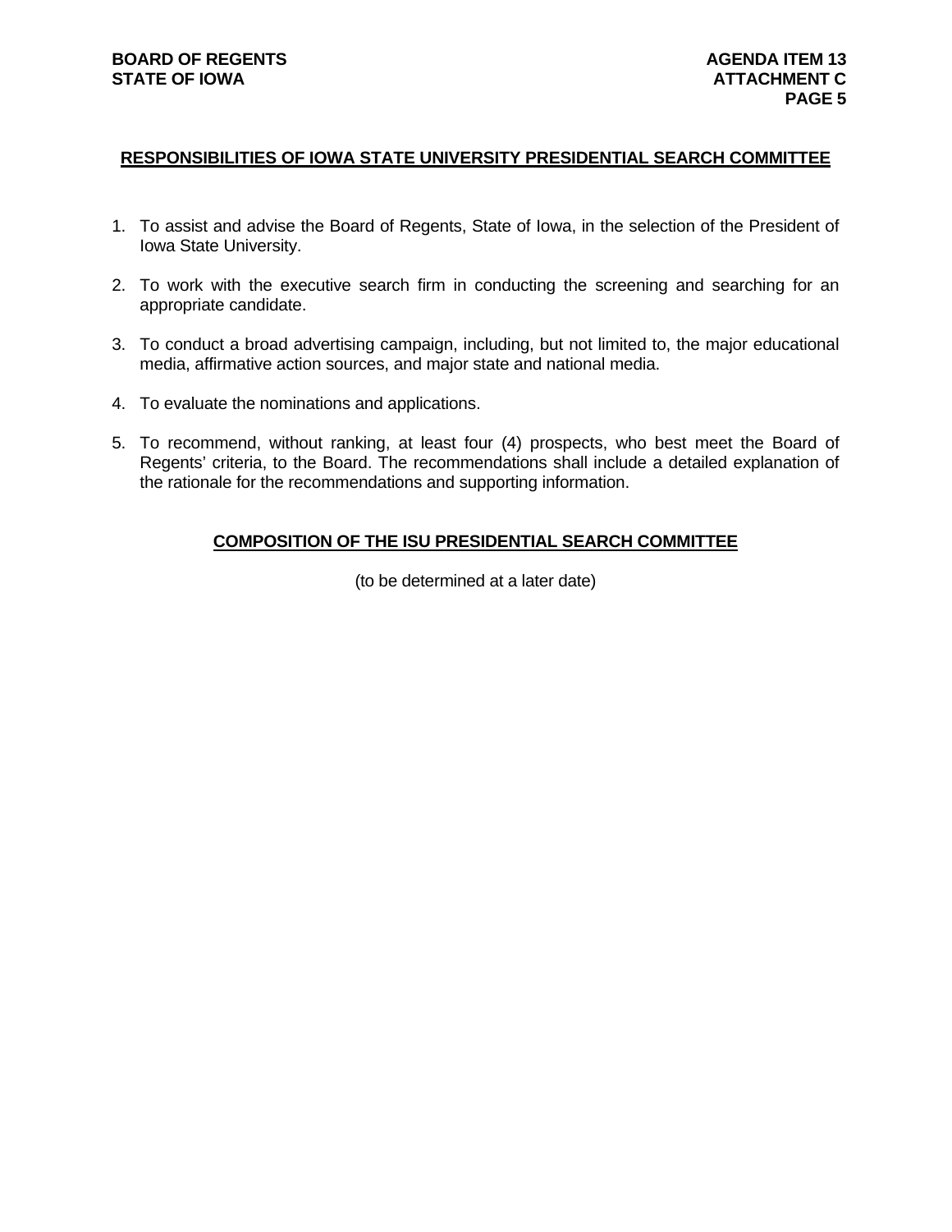## RESPONSIBILITIES OF IOWA STATE UNIVERSITY PRESIDENTIAL SEARCH COMMITTEE

1. To assist and advise the Board of Regents, State of Iowa, in the selection of the President of Iowa State University.
2. To work with the executive search firm in conducting the screening and searching for an appropriate candidate.
3. To conduct a broad advertising campaign, including, but not limited to, the major educational media, affirmative action sources, and major state and national media.
4. To evaluate the nominations and applications.
5. To recommend, without ranking, at least four (4) prospects, who best meet the Board of Regents' criteria, to the Board. The recommendations shall include a detailed explanation of the rationale for the recommendations and supporting information.

## COMPOSITION OF THE ISU PRESIDENTIAL SEARCH COMMITTEE

(to be determined at a later date)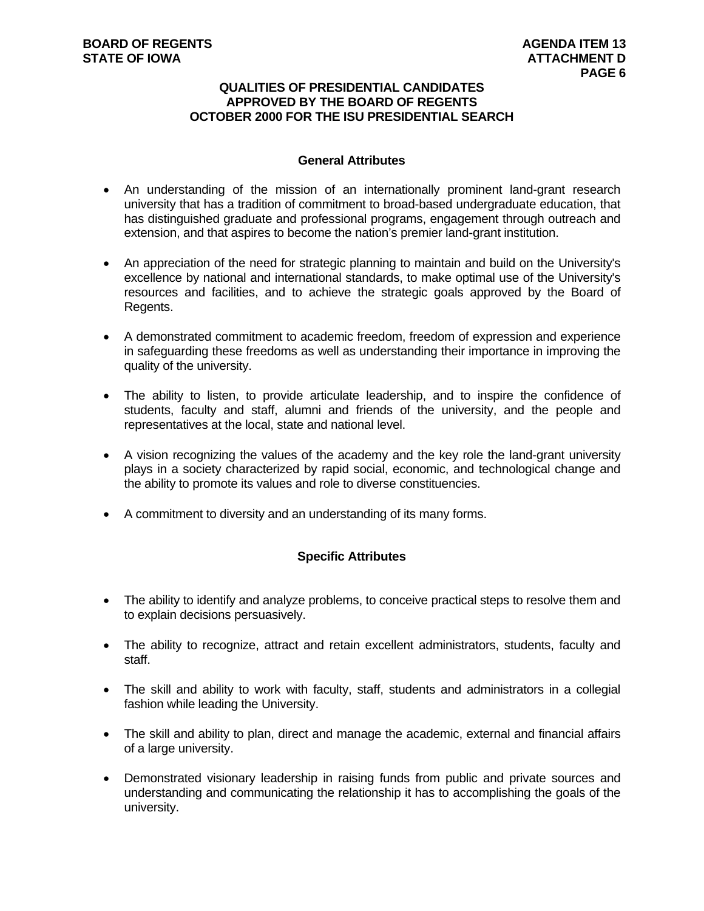## QUALITIES OF PRESIDENTIAL CANDIDATES APPROVED BY THE BOARD OF REGENTS OCTOBER 2000 FOR THE ISU PRESIDENTIAL SEARCH

### General Attributes

- An understanding of the mission of an internationally prominent land-grant research university that has a tradition of commitment to broad-based undergraduate education, that has distinguished graduate and professional programs, engagement through outreach and extension, and that aspires to become the nation's premier land-grant institution.

- An appreciation of the need for strategic planning to maintain and build on the University's excellence by national and international standards, to make optimal use of the University's resources and facilities, and to achieve the strategic goals approved by the Board of Regents.

- A demonstrated commitment to academic freedom, freedom of expression and experience in safeguarding these freedoms as well as understanding their importance in improving the quality of the university.

- The ability to listen, to provide articulate leadership, and to inspire the confidence of students, faculty and staff, alumni and friends of the university, and the people and representatives at the local, state and national level.

- A vision recognizing the values of the academy and the key role the land-grant university plays in a society characterized by rapid social, economic, and technological change and the ability to promote its values and role to diverse constituencies.

- A commitment to diversity and an understanding of its many forms.

### Specific Attributes

- The ability to identify and analyze problems, to conceive practical steps to resolve them and to explain decisions persuasively.

- The ability to recognize, attract and retain excellent administrators, students, faculty and staff.

- The skill and ability to work with faculty, staff, students and administrators in a collegial fashion while leading the University.

- The skill and ability to plan, direct and manage the academic, external and financial affairs of a large university.

- Demonstrated visionary leadership in raising funds from public and private sources and understanding and communicating the relationship it has to accomplishing the goals of the university.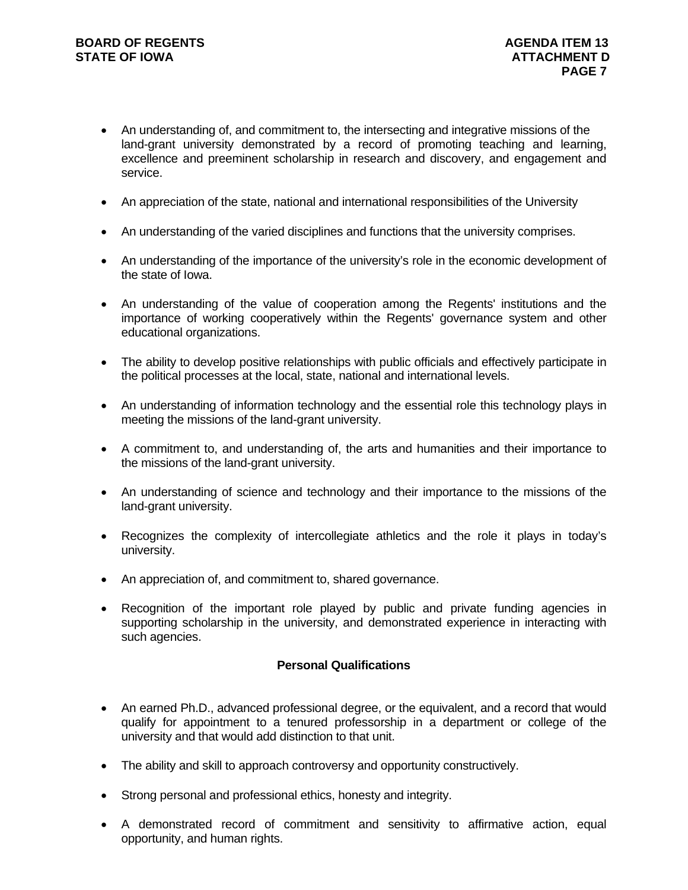- An understanding of, and commitment to, the intersecting and integrative missions of the land-grant university demonstrated by a record of promoting teaching and learning, excellence and preeminent scholarship in research and discovery, and engagement and service.

- An appreciation of the state, national and international responsibilities of the University

- An understanding of the varied disciplines and functions that the university comprises.

- An understanding of the importance of the university's role in the economic development of the state of Iowa.

- An understanding of the value of cooperation among the Regents' institutions and the importance of working cooperatively within the Regents' governance system and other educational organizations.

- The ability to develop positive relationships with public officials and effectively participate in the political processes at the local, state, national and international levels.

- An understanding of information technology and the essential role this technology plays in meeting the missions of the land-grant university.

- A commitment to, and understanding of, the arts and humanities and their importance to the missions of the land-grant university.

- An understanding of science and technology and their importance to the missions of the land-grant university.

- Recognizes the complexity of intercollegiate athletics and the role it plays in today's university.

- An appreciation of, and commitment to, shared governance.

- Recognition of the important role played by public and private funding agencies in supporting scholarship in the university, and demonstrated experience in interacting with such agencies.

**Personal Qualifications**

- An earned Ph.D., advanced professional degree, or the equivalent, and a record that would qualify for appointment to a tenured professorship in a department or college of the university and that would add distinction to that unit.

- The ability and skill to approach controversy and opportunity constructively.

- Strong personal and professional ethics, honesty and integrity.

- A demonstrated record of commitment and sensitivity to affirmative action, equal opportunity, and human rights.